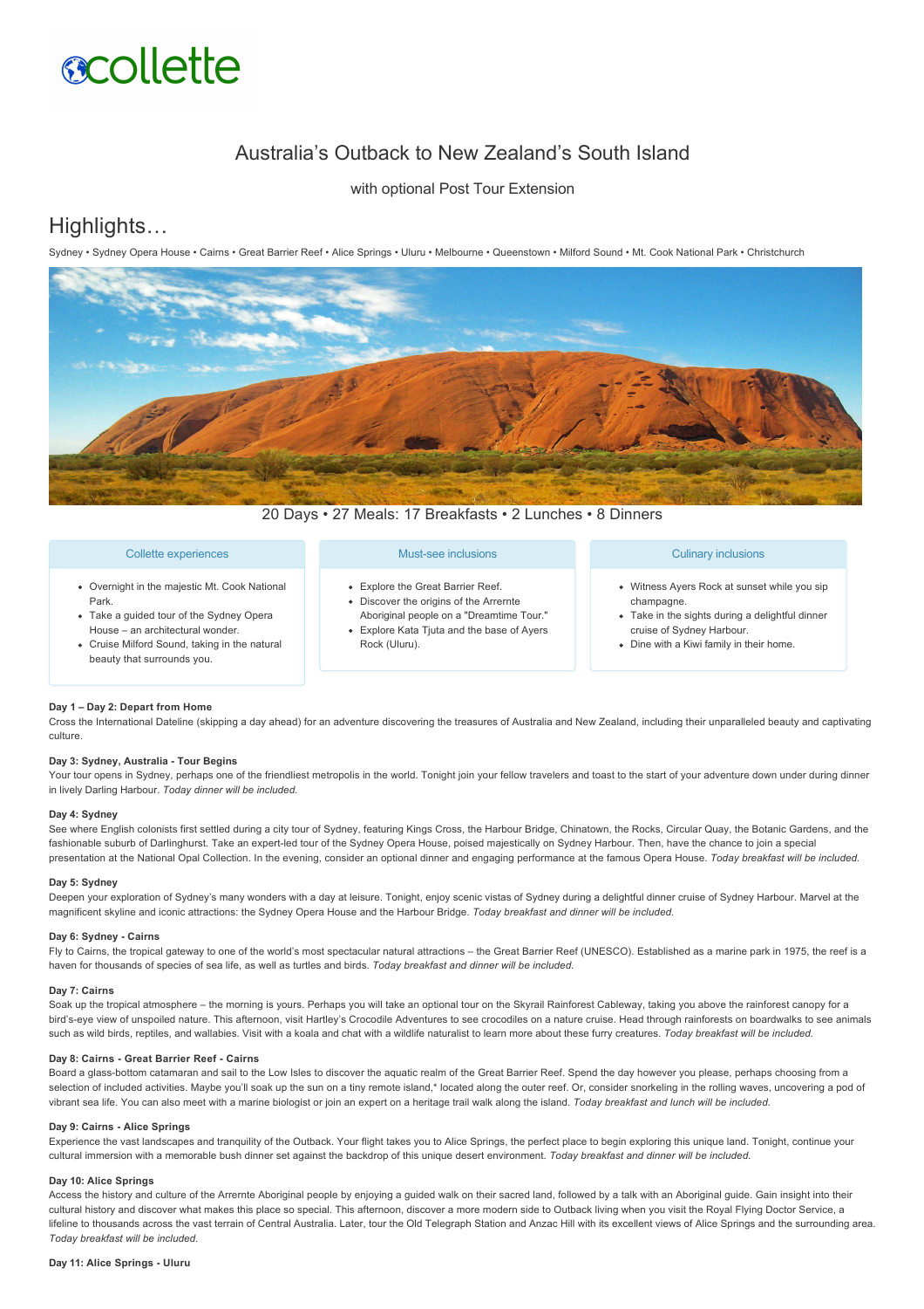collette

# Australia's Outback to New Zealand's South Island

with optional Post Tour Extension

## Highlights…

Sydney • Sydney Opera House • Cairns • Great Barrier Reef • Alice Springs • Uluru • Melbourne • Queenstown • Milford Sound • Mt. Cook National Park • Christchurch

20 Days • 27 Meals: 17 Breakfasts • 2 Lunches • 8 Dinners

### Collette experiences

- Overnight in the majestic Mt. Cook National Park.
- Take a guided tour of the Sydney Opera House – an architectural wonder.
- Cruise Milford Sound, taking in the natural beauty that surrounds you.

### Must-see inclusions

- Explore the Great Barrier Reef.
- Discover the origins of the Arrernte Aboriginal people on a "Dreamtime Tour."
- Explore Kata Tjuta and the base of Ayers Rock (Uluru).

### Culinary inclusions

- Witness Ayers Rock at sunset while you sip champagne.
- Take in the sights during a delightful dinner cruise of Sydney Harbour.
- Dine with a Kiwi family in their home.

**Day 1 – Day 2: Depart from Home**

Cross the International Dateline (skipping a day ahead) for an adventure discovering the treasures of Australia and New Zealand, including their unparalleled beauty and captivating culture.

**Day 3: Sydney, Australia - Tour Begins**

Your tour opens in Sydney, perhaps one of the friendliest metropolis in the world. Tonight join your fellow travelers and toast to the start of your adventure down under during dinner in lively Darling Harbour. *Today dinner will be included.*

**Day 4: Sydney**

See where English colonists first settled during a city tour of Sydney, featuring Kings Cross, the Harbour Bridge, Chinatown, the Rocks, Circular Quay, the Botanic Gardens, and the fashionable suburb of Darlinghurst. Take an expert-led tour of the Sydney Opera House, poised majestically on Sydney Harbour. Then, have the chance to join a special presentation at the National Opal Collection. In the evening, consider an optional dinner and engaging performance at the famous Opera House. *Today breakfast will be included.*

**Day 5: Sydney**

Deepen your exploration of Sydney's many wonders with a day at leisure. Tonight, enjoy scenic vistas of Sydney during a delightful dinner cruise of Sydney Harbour. Marvel at the magnificent skyline and iconic attractions: the Sydney Opera House and the Harbour Bridge. *Today breakfast and dinner will be included.*

**Day 6: Sydney - Cairns**

Fly to Cairns, the tropical gateway to one of the world's most spectacular natural attractions – the Great Barrier Reef (UNESCO). Established as a marine park in 1975, the reef is a haven for thousands of species of sea life, as well as turtles and birds. *Today breakfast and dinner will be included.*

**Day 7: Cairns**

Soak up the tropical atmosphere – the morning is yours. Perhaps you will take an optional tour on the Skyrail Rainforest Cableway, taking you above the rainforest canopy for a bird's-eye view of unspoiled nature. This afternoon, visit Hartley's Crocodile Adventures to see crocodiles on a nature cruise. Head through rainforests on boardwalks to see animals such as wild birds, reptiles, and wallabies. Visit with a koala and chat with a wildlife naturalist to learn more about these furry creatures. *Today breakfast will be included.*

**Day 8: Cairns - Great Barrier Reef - Cairns**

Board a glass-bottom catamaran and sail to the Low Isles to discover the aquatic realm of the Great Barrier Reef. Spend the day however you please, perhaps choosing from a selection of included activities. Maybe you'll soak up the sun on a tiny remote island,* located along the outer reef. Or, consider snorkeling in the rolling waves, uncovering a pod of vibrant sea life. You can also meet with a marine biologist or join an expert on a heritage trail walk along the island. *Today breakfast and lunch will be included.*

**Day 9: Cairns - Alice Springs**

Experience the vast landscapes and tranquility of the Outback. Your flight takes you to Alice Springs, the perfect place to begin exploring this unique land. Tonight, continue your cultural immersion with a memorable bush dinner set against the backdrop of this unique desert environment. *Today breakfast and dinner will be included.*

**Day 10: Alice Springs**

Access the history and culture of the Arrernte Aboriginal people by enjoying a guided walk on their sacred land, followed by a talk with an Aboriginal guide. Gain insight into their cultural history and discover what makes this place so special. This afternoon, discover a more modern side to Outback living when you visit the Royal Flying Doctor Service, a lifeline to thousands across the vast terrain of Central Australia. Later, tour the Old Telegraph Station and Anzac Hill with its excellent views of Alice Springs and the surrounding area. *Today breakfast will be included.*

**Day 11: Alice Springs - Uluru**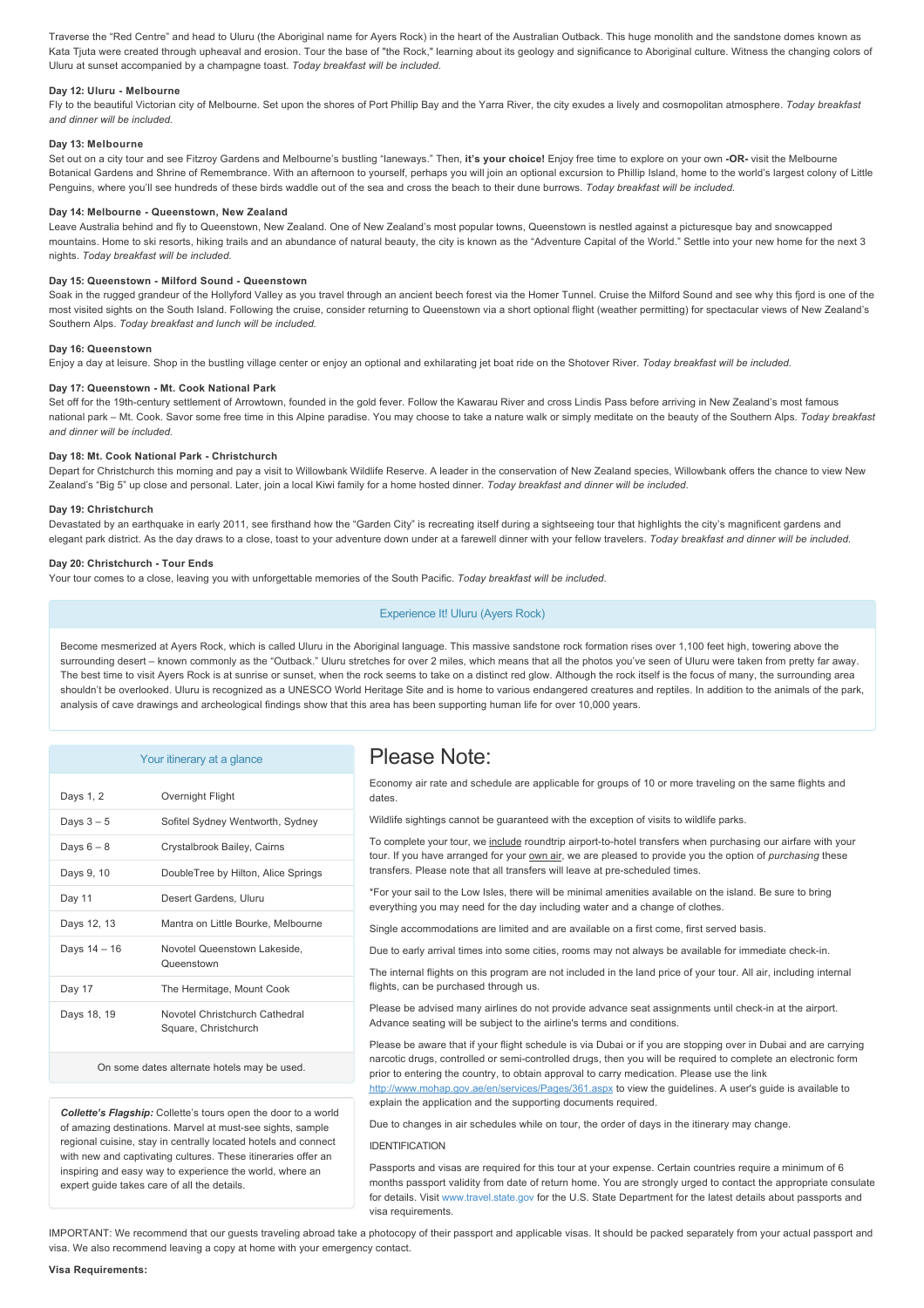Traverse the "Red Centre" and head to Uluru (the Aboriginal name for Ayers Rock) in the heart of the Australian Outback. This huge monolith and the sandstone domes known as Kata Tjuta were created through upheaval and erosion. Tour the base of "the Rock," learning about its geology and significance to Aboriginal culture. Witness the changing colors of Uluru at sunset accompanied by a champagne toast. *Today breakfast will be included.*

**Day 12: Uluru - Melbourne**

Fly to the beautiful Victorian city of Melbourne. Set upon the shores of Port Phillip Bay and the Yarra River, the city exudes a lively and cosmopolitan atmosphere. *Today breakfast and dinner will be included.*

**Day 13: Melbourne**

Set out on a city tour and see Fitzroy Gardens and Melbourne's bustling "laneways." Then, **it's your choice!** Enjoy free time to explore on your own **-OR-** visit the Melbourne Botanical Gardens and Shrine of Remembrance. With an afternoon to yourself, perhaps you will join an optional excursion to Phillip Island, home to the world's largest colony of Little Penguins, where you'll see hundreds of these birds waddle out of the sea and cross the beach to their dune burrows. *Today breakfast will be included.*

**Day 14: Melbourne - Queenstown, New Zealand**

Leave Australia behind and fly to Queenstown, New Zealand. One of New Zealand's most popular towns, Queenstown is nestled against a picturesque bay and snowcapped mountains. Home to ski resorts, hiking trails and an abundance of natural beauty, the city is known as the "Adventure Capital of the World." Settle into your new home for the next 3 nights. *Today breakfast will be included.*

**Day 15: Queenstown - Milford Sound - Queenstown**

Soak in the rugged grandeur of the Hollyford Valley as you travel through an ancient beech forest via the Homer Tunnel. Cruise the Milford Sound and see why this fjord is one of the most visited sights on the South Island. Following the cruise, consider returning to Queenstown via a short optional flight (weather permitting) for spectacular views of New Zealand's Southern Alps. *Today breakfast and lunch will be included.*

**Day 16: Queenstown**

Enjoy a day at leisure. Shop in the bustling village center or enjoy an optional and exhilarating jet boat ride on the Shotover River. *Today breakfast will be included.*

**Day 17: Queenstown - Mt. Cook National Park**

Set off for the 19th-century settlement of Arrowtown, founded in the gold fever. Follow the Kawarau River and cross Lindis Pass before arriving in New Zealand's most famous national park – Mt. Cook. Savor some free time in this Alpine paradise. You may choose to take a nature walk or simply meditate on the beauty of the Southern Alps. *Today breakfast and dinner will be included.*

**Day 18: Mt. Cook National Park - Christchurch**

Depart for Christchurch this morning and pay a visit to Willowbank Wildlife Reserve. A leader in the conservation of New Zealand species, Willowbank offers the chance to view New Zealand's "Big 5" up close and personal. Later, join a local Kiwi family for a home hosted dinner. *Today breakfast and dinner will be included.*

**Day 19: Christchurch**

Devastated by an earthquake in early 2011, see firsthand how the "Garden City" is recreating itself during a sightseeing tour that highlights the city's magnificent gardens and elegant park district. As the day draws to a close, toast to your adventure down under at a farewell dinner with your fellow travelers. *Today breakfast and dinner will be included.*

**Day 20: Christchurch - Tour Ends**

Your tour comes to a close, leaving you with unforgettable memories of the South Pacific. *Today breakfast will be included.*

### Experience It! Uluru (Ayers Rock)

Become mesmerized at Ayers Rock, which is called Uluru in the Aboriginal language. This massive sandstone rock formation rises over 1,100 feet high, towering above the surrounding desert – known commonly as the "Outback." Uluru stretches for over 2 miles, which means that all the photos you've seen of Uluru were taken from pretty far away. The best time to visit Ayers Rock is at sunrise or sunset, when the rock seems to take on a distinct red glow. Although the rock itself is the focus of many, the surrounding area shouldn't be overlooked. Uluru is recognized as a UNESCO World Heritage Site and is home to various endangered creatures and reptiles. In addition to the animals of the park, analysis of cave drawings and archeological findings show that this area has been supporting human life for over 10,000 years.

### Your itinerary at a glance

| Days | Accommodation |
|---|---|
| Days 1, 2 | Overnight Flight |
| Days 3 – 5 | Sofitel Sydney Wentworth, Sydney |
| Days 6 – 8 | Crystalbrook Bailey, Cairns |
| Days 9, 10 | DoubleTree by Hilton, Alice Springs |
| Day 11 | Desert Gardens, Uluru |
| Days 12, 13 | Mantra on Little Bourke, Melbourne |
| Days 14 – 16 | Novotel Queenstown Lakeside, Queenstown |
| Day 17 | The Hermitage, Mount Cook |
| Days 18, 19 | Novotel Christchurch Cathedral Square, Christchurch |

On some dates alternate hotels may be used.

***Collette's Flagship:*** Collette's tours open the door to a world of amazing destinations. Marvel at must-see sights, sample regional cuisine, stay in centrally located hotels and connect with new and captivating cultures. These itineraries offer an inspiring and easy way to experience the world, where an expert guide takes care of all the details.

# Please Note:

Economy air rate and schedule are applicable for groups of 10 or more traveling on the same flights and dates.

Wildlife sightings cannot be guaranteed with the exception of visits to wildlife parks.

To complete your tour, we include roundtrip airport-to-hotel transfers when purchasing our airfare with your tour. If you have arranged for your own air, we are pleased to provide you the option of *purchasing* these transfers. Please note that all transfers will leave at pre-scheduled times.

*For your sail to the Low Isles, there will be minimal amenities available on the island. Be sure to bring everything you may need for the day including water and a change of clothes.

Single accommodations are limited and are available on a first come, first served basis.

Due to early arrival times into some cities, rooms may not always be available for immediate check-in.

The internal flights on this program are not included in the land price of your tour. All air, including internal flights, can be purchased through us.

Please be advised many airlines do not provide advance seat assignments until check-in at the airport. Advance seating will be subject to the airline's terms and conditions.

Please be aware that if your flight schedule is via Dubai or if you are stopping over in Dubai and are carrying narcotic drugs, controlled or semi-controlled drugs, then you will be required to complete an electronic form prior to entering the country, to obtain approval to carry medication. Please use the link http://www.mohap.gov.ae/en/services/Pages/361.aspx to view the guidelines. A user's guide is available to explain the application and the supporting documents required.

Due to changes in air schedules while on tour, the order of days in the itinerary may change.

IDENTIFICATION

Passports and visas are required for this tour at your expense. Certain countries require a minimum of 6 months passport validity from date of return home. You are strongly urged to contact the appropriate consulate for details. Visit www.travel.state.gov for the U.S. State Department for the latest details about passports and visa requirements.

IMPORTANT: We recommend that our guests traveling abroad take a photocopy of their passport and applicable visas. It should be packed separately from your actual passport and visa. We also recommend leaving a copy at home with your emergency contact.

**Visa Requirements:**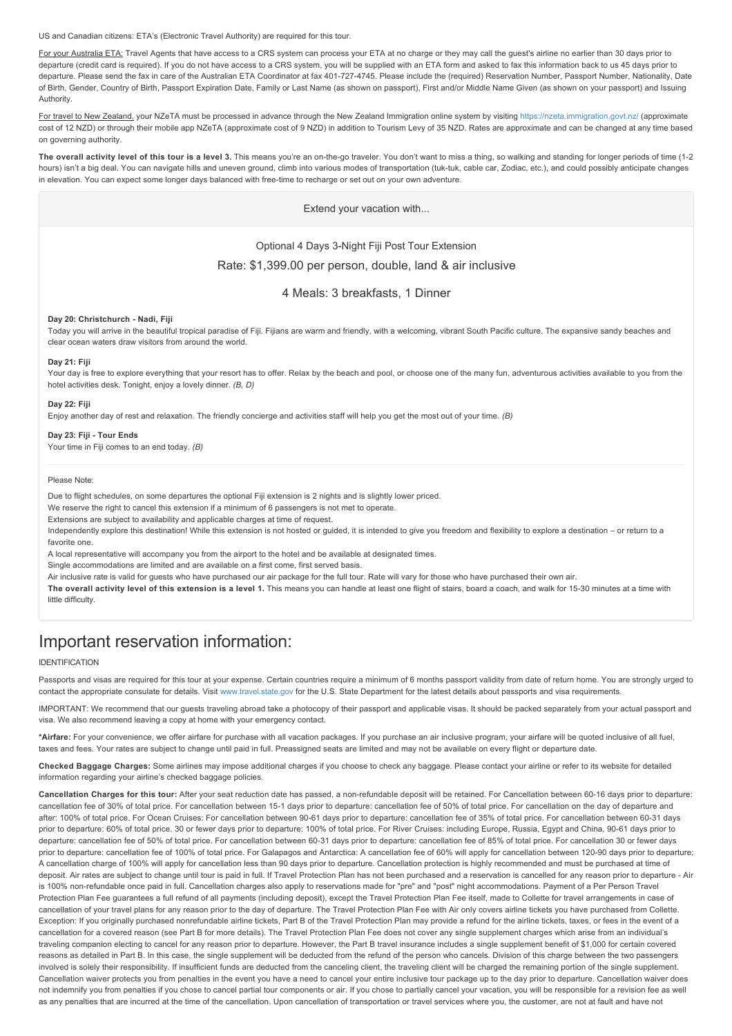US and Canadian citizens: ETA's (Electronic Travel Authority) are required for this tour.

For your Australia ETA: Travel Agents that have access to a CRS system can process your ETA at no charge or they may call the guest's airline no earlier than 30 days prior to departure (credit card is required). If you do not have access to a CRS system, you will be supplied with an ETA form and asked to fax this information back to us 45 days prior to departure. Please send the fax in care of the Australian ETA Coordinator at fax 401-727-4745. Please include the (required) Reservation Number, Passport Number, Nationality, Date of Birth, Gender, Country of Birth, Passport Expiration Date, Family or Last Name (as shown on passport), First and/or Middle Name Given (as shown on your passport) and Issuing Authority.

For travel to New Zealand, your NZeTA must be processed in advance through the New Zealand Immigration online system by visiting https://nzeta.immigration.govt.nz/ (approximate cost of 12 NZD) or through their mobile app NZeTA (approximate cost of 9 NZD) in addition to Tourism Levy of 35 NZD. Rates are approximate and can be changed at any time based on governing authority.

**The overall activity level of this tour is a level 3.** This means you're an on-the-go traveler. You don't want to miss a thing, so walking and standing for longer periods of time (1-2 hours) isn't a big deal. You can navigate hills and uneven ground, climb into various modes of transportation (tuk-tuk, cable car, Zodiac, etc.), and could possibly anticipate changes in elevation. You can expect some longer days balanced with free-time to recharge or set out on your own adventure.

Extend your vacation with...

Optional 4 Days 3-Night Fiji Post Tour Extension

Rate: $1,399.00 per person, double, land & air inclusive

4 Meals: 3 breakfasts, 1 Dinner

**Day 20: Christchurch - Nadi, Fiji**

Today you will arrive in the beautiful tropical paradise of Fiji. Fijians are warm and friendly, with a welcoming, vibrant South Pacific culture. The expansive sandy beaches and clear ocean waters draw visitors from around the world.

**Day 21: Fiji**

Your day is free to explore everything that your resort has to offer. Relax by the beach and pool, or choose one of the many fun, adventurous activities available to you from the hotel activities desk. Tonight, enjoy a lovely dinner. *(B, D)*

**Day 22: Fiji**

Enjoy another day of rest and relaxation. The friendly concierge and activities staff will help you get the most out of your time. *(B)*

**Day 23: Fiji - Tour Ends**

Your time in Fiji comes to an end today. *(B)*

Please Note:

Due to flight schedules, on some departures the optional Fiji extension is 2 nights and is slightly lower priced.

We reserve the right to cancel this extension if a minimum of 6 passengers is not met to operate.

Extensions are subject to availability and applicable charges at time of request.

Independently explore this destination! While this extension is not hosted or guided, it is intended to give you freedom and flexibility to explore a destination – or return to a favorite one.

A local representative will accompany you from the airport to the hotel and be available at designated times.

Single accommodations are limited and are available on a first come, first served basis.

Air inclusive rate is valid for guests who have purchased our air package for the full tour. Rate will vary for those who have purchased their own air.

**The overall activity level of this extension is a level 1.** This means you can handle at least one flight of stairs, board a coach, and walk for 15-30 minutes at a time with little difficulty.

# Important reservation information:

IDENTIFICATION

Passports and visas are required for this tour at your expense. Certain countries require a minimum of 6 months passport validity from date of return home. You are strongly urged to contact the appropriate consulate for details. Visit www.travel.state.gov for the U.S. State Department for the latest details about passports and visa requirements.

IMPORTANT: We recommend that our guests traveling abroad take a photocopy of their passport and applicable visas. It should be packed separately from your actual passport and visa. We also recommend leaving a copy at home with your emergency contact.

**\*Airfare:** For your convenience, we offer airfare for purchase with all vacation packages. If you purchase an air inclusive program, your airfare will be quoted inclusive of all fuel, taxes and fees. Your rates are subject to change until paid in full. Preassigned seats are limited and may not be available on every flight or departure date.

**Checked Baggage Charges:** Some airlines may impose additional charges if you choose to check any baggage. Please contact your airline or refer to its website for detailed information regarding your airline's checked baggage policies.

**Cancellation Charges for this tour:** After your seat reduction date has passed, a non-refundable deposit will be retained. For Cancellation between 60-16 days prior to departure: cancellation fee of 30% of total price. For cancellation between 15-1 days prior to departure: cancellation fee of 50% of total price. For cancellation on the day of departure and after: 100% of total price. For Ocean Cruises: For cancellation between 90-61 days prior to departure: cancellation fee of 35% of total price. For cancellation between 60-31 days prior to departure: 60% of total price. 30 or fewer days prior to departure: 100% of total price. For River Cruises: including Europe, Russia, Egypt and China, 90-61 days prior to departure: cancellation fee of 50% of total price. For cancellation between 60-31 days prior to departure: cancellation fee of 85% of total price. For cancellation 30 or fewer days prior to departure: cancellation fee of 100% of total price. For Galapagos and Antarctica: A cancellation fee of 60% will apply for cancellation between 120-90 days prior to departure; A cancellation charge of 100% will apply for cancellation less than 90 days prior to departure. Cancellation protection is highly recommended and must be purchased at time of deposit. Air rates are subject to change until tour is paid in full. If Travel Protection Plan has not been purchased and a reservation is cancelled for any reason prior to departure - Air is 100% non-refundable once paid in full. Cancellation charges also apply to reservations made for "pre" and "post" night accommodations. Payment of a Per Person Travel Protection Plan Fee guarantees a full refund of all payments (including deposit), except the Travel Protection Plan Fee itself, made to Collette for travel arrangements in case of cancellation of your travel plans for any reason prior to the day of departure. The Travel Protection Plan Fee with Air only covers airline tickets you have purchased from Collette. Exception: If you originally purchased nonrefundable airline tickets, Part B of the Travel Protection Plan may provide a refund for the airline tickets, taxes, or fees in the event of a cancellation for a covered reason (see Part B for more details). The Travel Protection Plan Fee does not cover any single supplement charges which arise from an individual's traveling companion electing to cancel for any reason prior to departure. However, the Part B travel insurance includes a single supplement benefit of $1,000 for certain covered reasons as detailed in Part B. In this case, the single supplement will be deducted from the refund of the person who cancels. Division of this charge between the two passengers involved is solely their responsibility. If insufficient funds are deducted from the canceling client, the traveling client will be charged the remaining portion of the single supplement. Cancellation waiver protects you from penalties in the event you have a need to cancel your entire inclusive tour package up to the day prior to departure. Cancellation waiver does not indemnify you from penalties if you chose to cancel partial tour components or air. If you chose to partially cancel your vacation, you will be responsible for a revision fee as well as any penalties that are incurred at the time of the cancellation. Upon cancellation of transportation or travel services where you, the customer, are not at fault and have not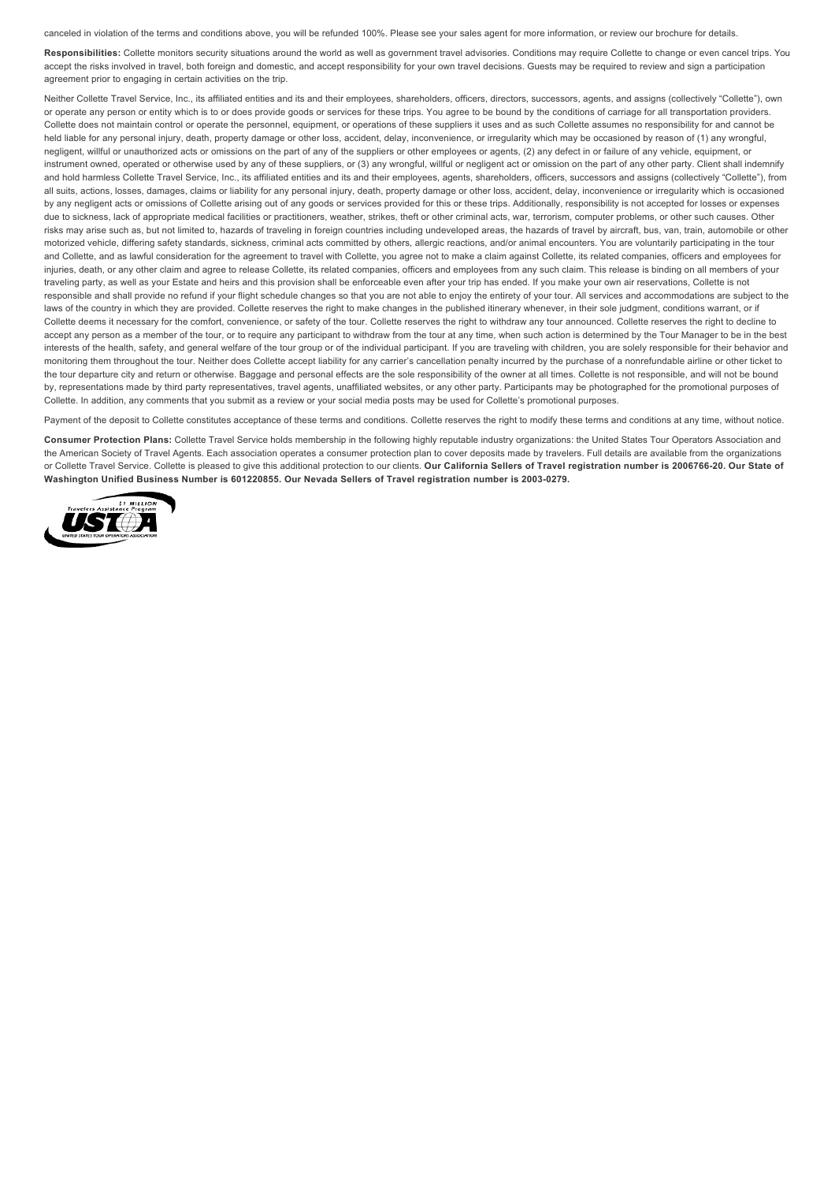canceled in violation of the terms and conditions above, you will be refunded 100%. Please see your sales agent for more information, or review our brochure for details.

**Responsibilities:** Collette monitors security situations around the world as well as government travel advisories. Conditions may require Collette to change or even cancel trips. You accept the risks involved in travel, both foreign and domestic, and accept responsibility for your own travel decisions. Guests may be required to review and sign a participation agreement prior to engaging in certain activities on the trip.

Neither Collette Travel Service, Inc., its affiliated entities and its and their employees, shareholders, officers, directors, successors, agents, and assigns (collectively "Collette"), own or operate any person or entity which is to or does provide goods or services for these trips. You agree to be bound by the conditions of carriage for all transportation providers. Collette does not maintain control or operate the personnel, equipment, or operations of these suppliers it uses and as such Collette assumes no responsibility for and cannot be held liable for any personal injury, death, property damage or other loss, accident, delay, inconvenience, or irregularity which may be occasioned by reason of (1) any wrongful, negligent, willful or unauthorized acts or omissions on the part of any of the suppliers or other employees or agents, (2) any defect in or failure of any vehicle, equipment, or instrument owned, operated or otherwise used by any of these suppliers, or (3) any wrongful, willful or negligent act or omission on the part of any other party. Client shall indemnify and hold harmless Collette Travel Service, Inc., its affiliated entities and its and their employees, agents, shareholders, officers, successors and assigns (collectively "Collette"), from all suits, actions, losses, damages, claims or liability for any personal injury, death, property damage or other loss, accident, delay, inconvenience or irregularity which is occasioned by any negligent acts or omissions of Collette arising out of any goods or services provided for this or these trips. Additionally, responsibility is not accepted for losses or expenses due to sickness, lack of appropriate medical facilities or practitioners, weather, strikes, theft or other criminal acts, war, terrorism, computer problems, or other such causes. Other risks may arise such as, but not limited to, hazards of traveling in foreign countries including undeveloped areas, the hazards of travel by aircraft, bus, van, train, automobile or other motorized vehicle, differing safety standards, sickness, criminal acts committed by others, allergic reactions, and/or animal encounters. You are voluntarily participating in the tour and Collette, and as lawful consideration for the agreement to travel with Collette, you agree not to make a claim against Collette, its related companies, officers and employees for injuries, death, or any other claim and agree to release Collette, its related companies, officers and employees from any such claim. This release is binding on all members of your traveling party, as well as your Estate and heirs and this provision shall be enforceable even after your trip has ended. If you make your own air reservations, Collette is not responsible and shall provide no refund if your flight schedule changes so that you are not able to enjoy the entirety of your tour. All services and accommodations are subject to the laws of the country in which they are provided. Collette reserves the right to make changes in the published itinerary whenever, in their sole judgment, conditions warrant, or if Collette deems it necessary for the comfort, convenience, or safety of the tour. Collette reserves the right to withdraw any tour announced. Collette reserves the right to decline to accept any person as a member of the tour, or to require any participant to withdraw from the tour at any time, when such action is determined by the Tour Manager to be in the best interests of the health, safety, and general welfare of the tour group or of the individual participant. If you are traveling with children, you are solely responsible for their behavior and monitoring them throughout the tour. Neither does Collette accept liability for any carrier's cancellation penalty incurred by the purchase of a nonrefundable airline or other ticket to the tour departure city and return or otherwise. Baggage and personal effects are the sole responsibility of the owner at all times. Collette is not responsible, and will not be bound by, representations made by third party representatives, travel agents, unaffiliated websites, or any other party. Participants may be photographed for the promotional purposes of Collette. In addition, any comments that you submit as a review or your social media posts may be used for Collette's promotional purposes.

Payment of the deposit to Collette constitutes acceptance of these terms and conditions. Collette reserves the right to modify these terms and conditions at any time, without notice.

**Consumer Protection Plans:** Collette Travel Service holds membership in the following highly reputable industry organizations: the United States Tour Operators Association and the American Society of Travel Agents. Each association operates a consumer protection plan to cover deposits made by travelers. Full details are available from the organizations or Collette Travel Service. Collette is pleased to give this additional protection to our clients. **Our California Sellers of Travel registration number is 2006766-20. Our State of Washington Unified Business Number is 601220855. Our Nevada Sellers of Travel registration number is 2003-0279.**

$1 MILLION
Travelers Assistance Program
USTOA
UNITED STATES TOUR OPERATORS ASSOCIATION